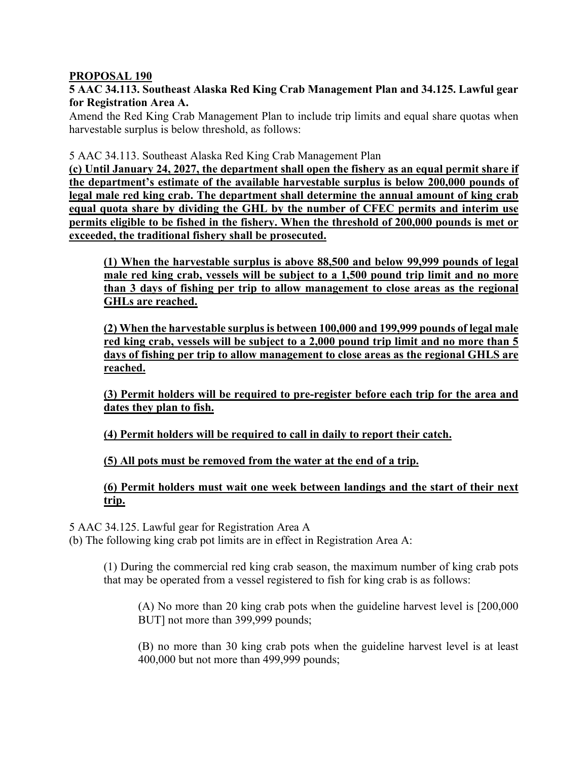**PROPOSAL 190**

**5 AAC 34.113. Southeast Alaska Red King Crab Management Plan and 34.125. Lawful gear for Registration Area A.**

Amend the Red King Crab Management Plan to include trip limits and equal share quotas when harvestable surplus is below threshold, as follows:

5 AAC 34.113. Southeast Alaska Red King Crab Management Plan

**(c) Until January 24, 2027, the department shall open the fishery as an equal permit share if the department's estimate of the available harvestable surplus is below 200,000 pounds of legal male red king crab. The department shall determine the annual amount of king crab equal quota share by dividing the GHL by the number of CFEC permits and interim use permits eligible to be fished in the fishery. When the threshold of 200,000 pounds is met or exceeded, the traditional fishery shall be prosecuted.**

> **(1) When the harvestable surplus is above 88,500 and below 99,999 pounds of legal male red king crab, vessels will be subject to a 1,500 pound trip limit and no more than 3 days of fishing per trip to allow management to close areas as the regional GHLs are reached.**
>
> **(2) When the harvestable surplus is between 100,000 and 199,999 pounds of legal male red king crab, vessels will be subject to a 2,000 pound trip limit and no more than 5 days of fishing per trip to allow management to close areas as the regional GHLS are reached.**
>
> **(3) Permit holders will be required to pre-register before each trip for the area and dates they plan to fish.**
>
> **(4) Permit holders will be required to call in daily to report their catch.**
>
> **(5) All pots must be removed from the water at the end of a trip.**
>
> **(6) Permit holders must wait one week between landings and the start of their next trip.**

5 AAC 34.125. Lawful gear for Registration Area A

(b) The following king crab pot limits are in effect in Registration Area A:

> (1) During the commercial red king crab season, the maximum number of king crab pots that may be operated from a vessel registered to fish for king crab is as follows:
>
> > (A) No more than 20 king crab pots when the guideline harvest level is [200,000 BUT] not more than 399,999 pounds;
> >
> > (B) no more than 30 king crab pots when the guideline harvest level is at least 400,000 but not more than 499,999 pounds;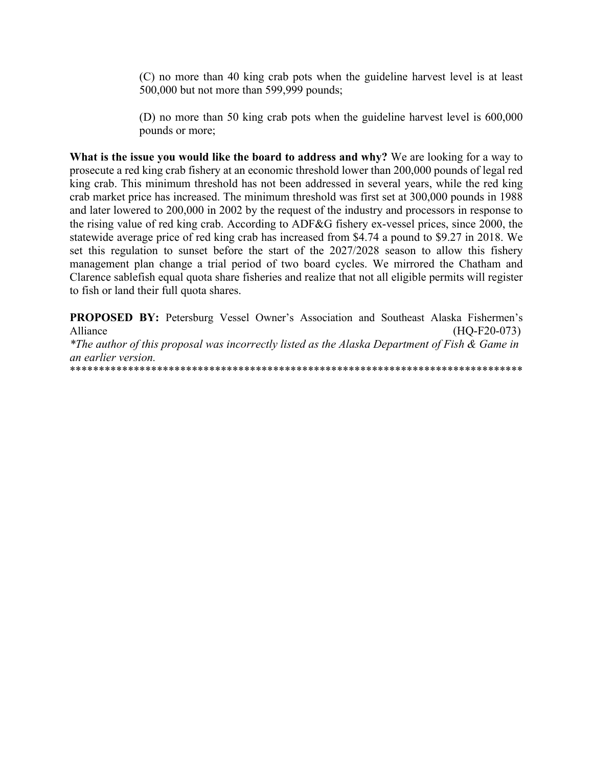(C) no more than 40 king crab pots when the guideline harvest level is at least 500,000 but not more than 599,999 pounds;

(D) no more than 50 king crab pots when the guideline harvest level is 600,000 pounds or more;

**What is the issue you would like the board to address and why?** We are looking for a way to prosecute a red king crab fishery at an economic threshold lower than 200,000 pounds of legal red king crab. This minimum threshold has not been addressed in several years, while the red king crab market price has increased. The minimum threshold was first set at 300,000 pounds in 1988 and later lowered to 200,000 in 2002 by the request of the industry and processors in response to the rising value of red king crab. According to ADF&G fishery ex-vessel prices, since 2000, the statewide average price of red king crab has increased from $4.74 a pound to $9.27 in 2018. We set this regulation to sunset before the start of the 2027/2028 season to allow this fishery management plan change a trial period of two board cycles. We mirrored the Chatham and Clarence sablefish equal quota share fisheries and realize that not all eligible permits will register to fish or land their full quota shares.

**PROPOSED BY:** Petersburg Vessel Owner's Association and Southeast Alaska Fishermen's Alliance (HQ-F20-073)

*\*The author of this proposal was incorrectly listed as the Alaska Department of Fish & Game in an earlier version.*

******************************************************************************